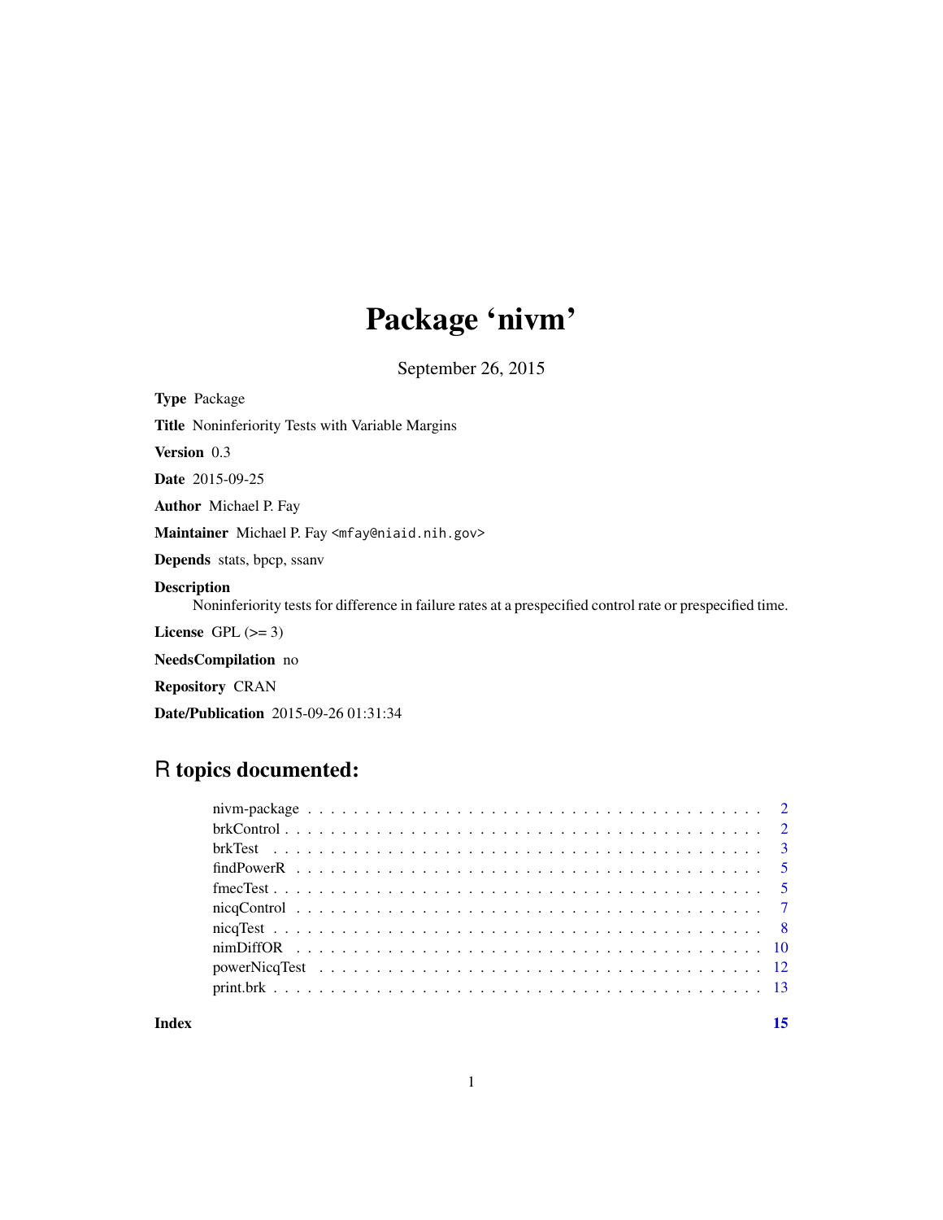# Package 'nivm'

September 26, 2015

**Type** Package

**Title** Noninferiority Tests with Variable Margins

**Version** 0.3

**Date** 2015-09-25

**Author** Michael P. Fay

**Maintainer** Michael P. Fay <mfay@niaid.nih.gov>

**Depends** stats, bpcp, ssanv

**Description**

Noninferiority tests for difference in failure rates at a prespecified control rate or prespecified time.

**License** GPL (>= 3)

**NeedsCompilation** no

**Repository** CRAN

**Date/Publication** 2015-09-26 01:31:34

## R topics documented:

| | |
|---|---|
| nivm-package | 2 |
| brkControl | 2 |
| brkTest | 3 |
| findPowerR | 5 |
| fmecTest | 5 |
| nicqControl | 7 |
| nicqTest | 8 |
| nimDiffOR | 10 |
| powerNicqTest | 12 |
| print.brk | 13 |
| **Index** | **15** |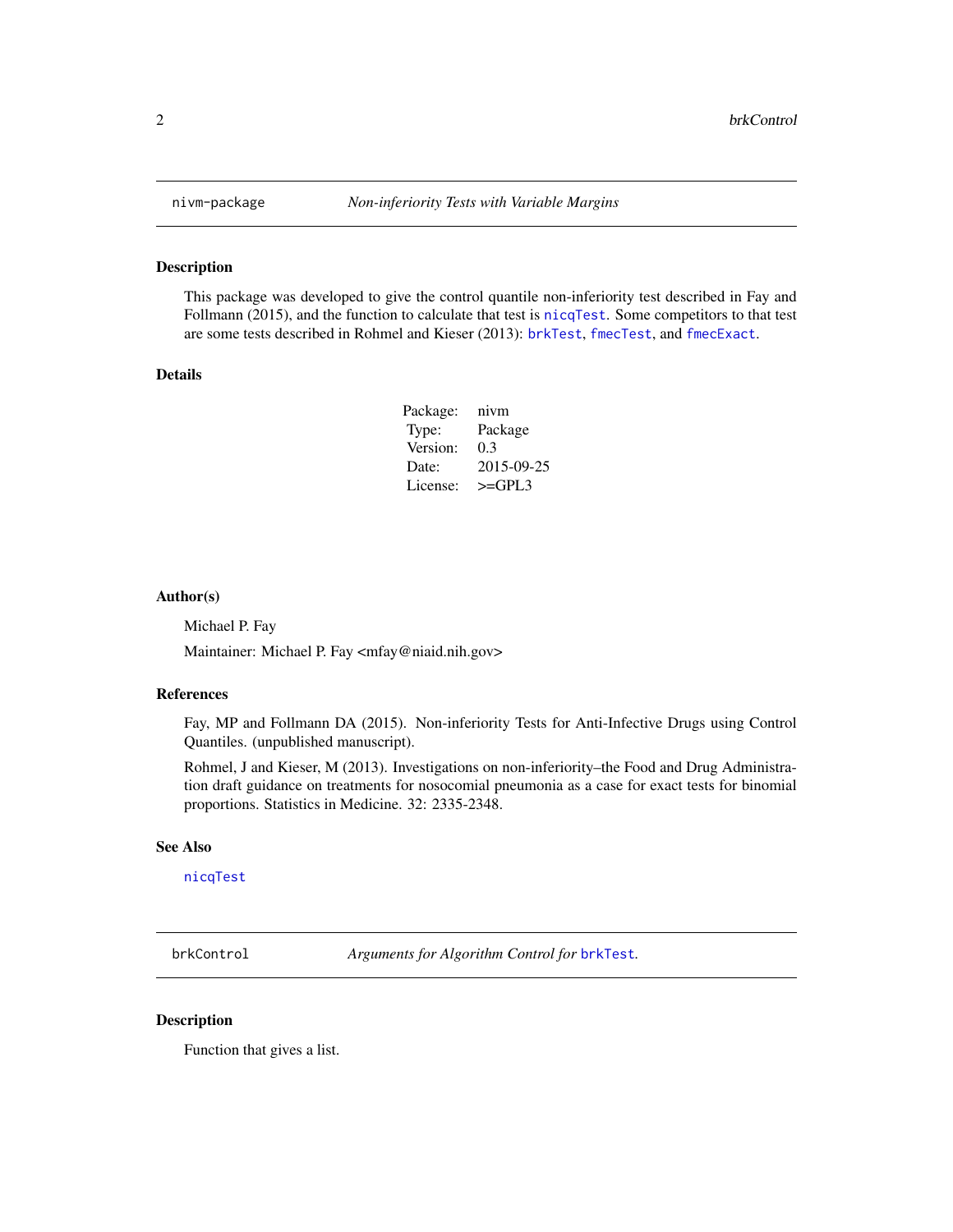## nivm-package — *Non-inferiority Tests with Variable Margins*

### Description

This package was developed to give the control quantile non-inferiority test described in Fay and Follmann (2015), and the function to calculate that test is `nicqTest`. Some competitors to that test are some tests described in Rohmel and Kieser (2013): `brkTest`, `fmecTest`, and `fmecExact`.

### Details

| | |
|---|---|
| Package: | nivm |
| Type: | Package |
| Version: | 0.3 |
| Date: | 2015-09-25 |
| License: | >=GPL3 |

### Author(s)

Michael P. Fay

Maintainer: Michael P. Fay <mfay@niaid.nih.gov>

### References

Fay, MP and Follmann DA (2015). Non-inferiority Tests for Anti-Infective Drugs using Control Quantiles. (unpublished manuscript).

Rohmel, J and Kieser, M (2013). Investigations on non-inferiority–the Food and Drug Administration draft guidance on treatments for nosocomial pneumonia as a case for exact tests for binomial proportions. Statistics in Medicine. 32: 2335-2348.

### See Also

`nicqTest`

## brkControl — *Arguments for Algorithm Control for `brkTest`.*

### Description

Function that gives a list.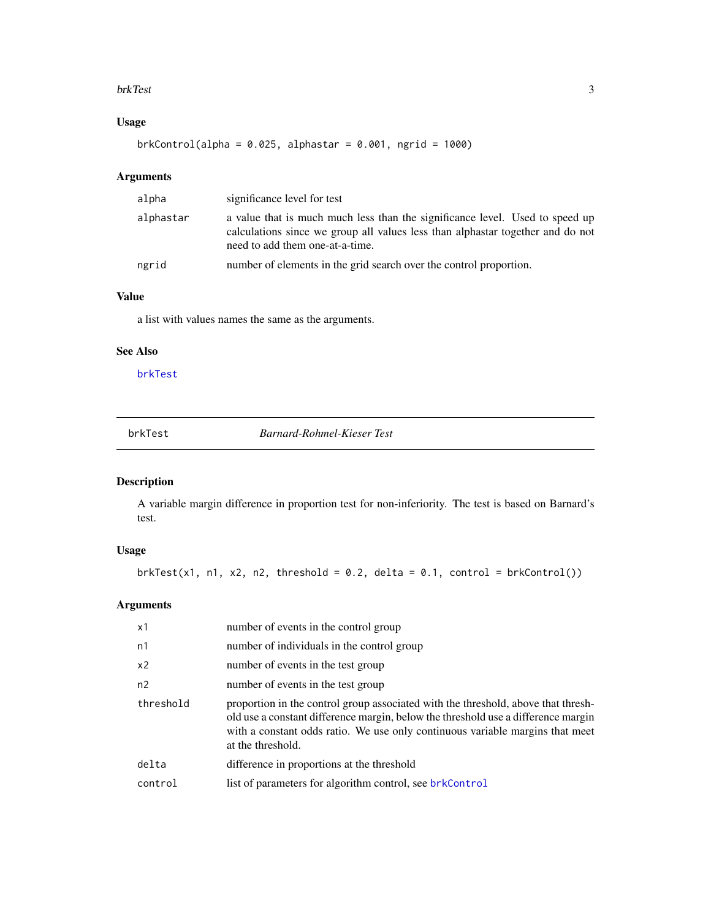### Usage

```
brkControl(alpha = 0.025, alphastar = 0.001, ngrid = 1000)
```

### Arguments

| | |
|---|---|
| alpha | significance level for test |
| alphastar | a value that is much much less than the significance level. Used to speed up calculations since we group all values less than alphastar together and do not need to add them one-at-a-time. |
| ngrid | number of elements in the grid search over the control proportion. |

### Value

a list with values names the same as the arguments.

### See Also

brkTest

---

## brkTest *Barnard-Rohmel-Kieser Test*

---

### Description

A variable margin difference in proportion test for non-inferiority. The test is based on Barnard's test.

### Usage

```
brkTest(x1, n1, x2, n2, threshold = 0.2, delta = 0.1, control = brkControl())
```

### Arguments

| | |
|---|---|
| x1 | number of events in the control group |
| n1 | number of individuals in the control group |
| x2 | number of events in the test group |
| n2 | number of events in the test group |
| threshold | proportion in the control group associated with the threshold, above that threshold use a constant difference margin, below the threshold use a difference margin with a constant odds ratio. We use only continuous variable margins that meet at the threshold. |
| delta | difference in proportions at the threshold |
| control | list of parameters for algorithm control, see brkControl |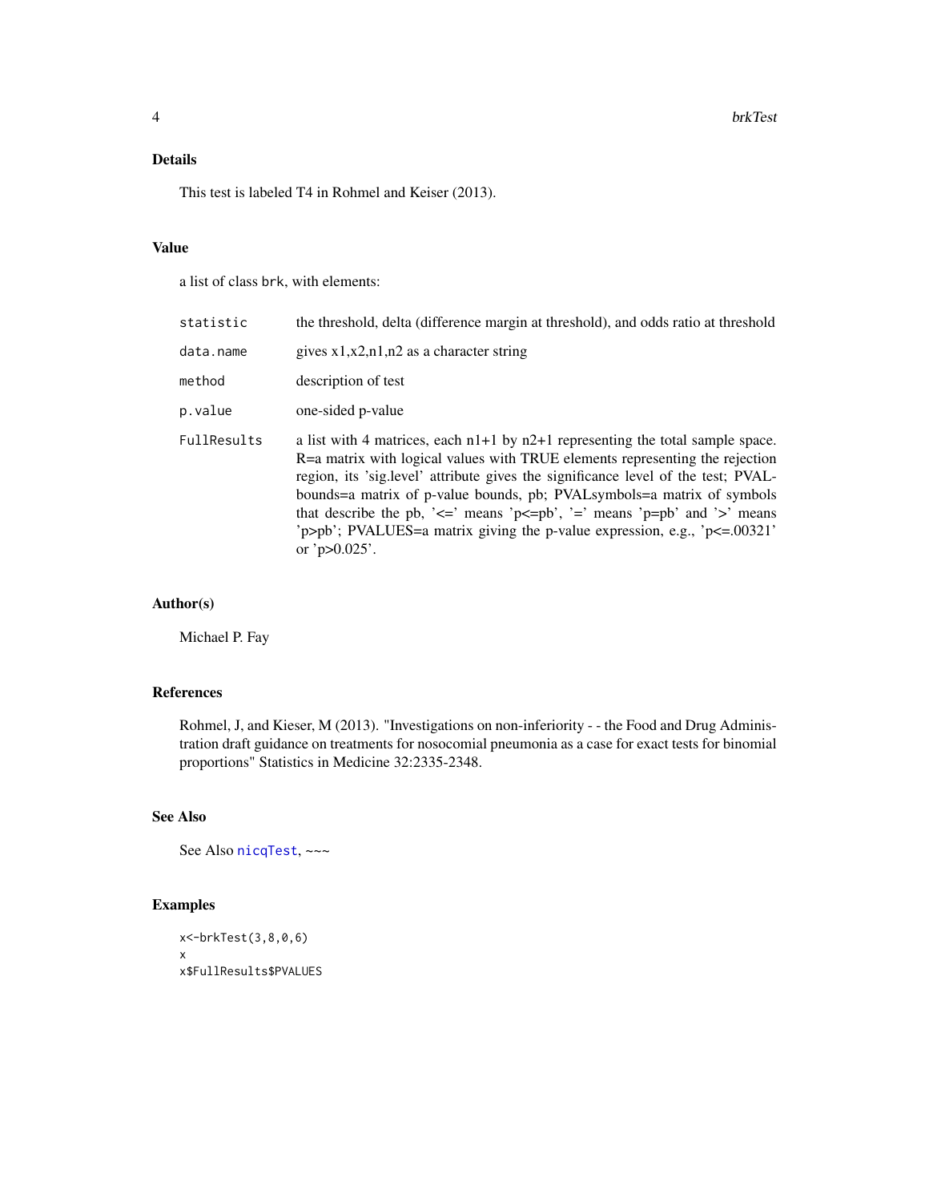## Details

This test is labeled T4 in Rohmel and Keiser (2013).

## Value

a list of class `brk`, with elements:

| | |
|---|---|
| `statistic` | the threshold, delta (difference margin at threshold), and odds ratio at threshold |
| `data.name` | gives x1,x2,n1,n2 as a character string |
| `method` | description of test |
| `p.value` | one-sided p-value |
| `FullResults` | a list with 4 matrices, each n1+1 by n2+1 representing the total sample space. R=a matrix with logical values with TRUE elements representing the rejection region, its 'sig.level' attribute gives the significance level of the test; PVALbounds=a matrix of p-value bounds, pb; PVALsymbols=a matrix of symbols that describe the pb, '<=' means 'p<=pb', '=' means 'p=pb' and '>' means 'p>pb'; PVALUES=a matrix giving the p-value expression, e.g., 'p<=.00321' or 'p>0.025'. |

## Author(s)

Michael P. Fay

## References

Rohmel, J, and Kieser, M (2013). "Investigations on non-inferiority - - the Food and Drug Administration draft guidance on treatments for nosocomial pneumonia as a case for exact tests for binomial proportions" Statistics in Medicine 32:2335-2348.

## See Also

See Also `nicqTest`, ~~~

## Examples

```
x<-brkTest(3,8,0,6)
x
x$FullResults$PVALUES
```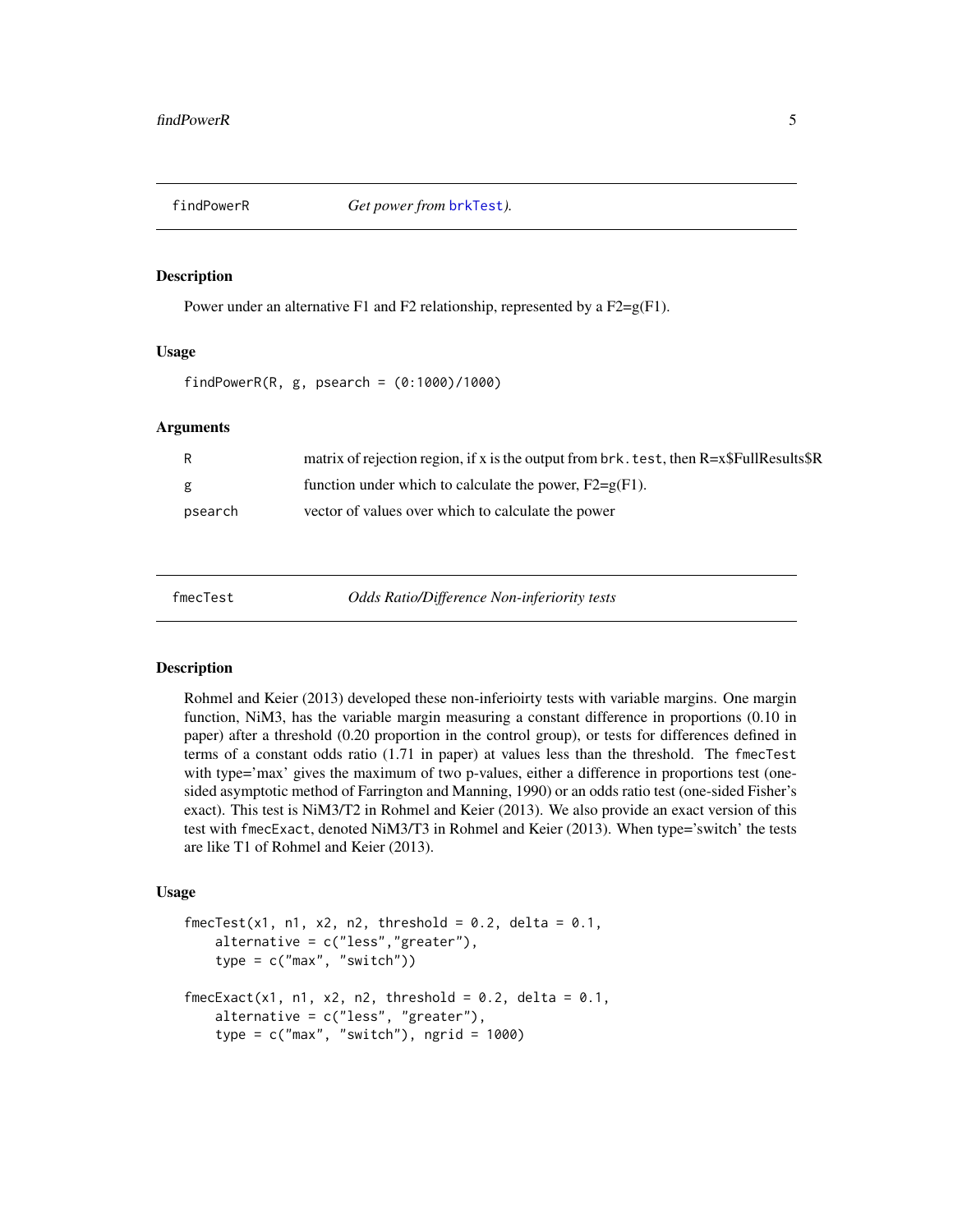## findPowerR — *Get power from* brkTest*).*

### Description

Power under an alternative F1 and F2 relationship, represented by a F2=g(F1).

### Usage

```
findPowerR(R, g, psearch = (0:1000)/1000)
```

### Arguments

| | |
|---|---|
| R | matrix of rejection region, if x is the output from brk.test, then R=x$FullResults$R |
| g | function under which to calculate the power, F2=g(F1). |
| psearch | vector of values over which to calculate the power |

## fmecTest — *Odds Ratio/Difference Non-inferiority tests*

### Description

Rohmel and Keier (2013) developed these non-inferioirty tests with variable margins. One margin function, NiM3, has the variable margin measuring a constant difference in proportions (0.10 in paper) after a threshold (0.20 proportion in the control group), or tests for differences defined in terms of a constant odds ratio (1.71 in paper) at values less than the threshold. The fmecTest with type='max' gives the maximum of two p-values, either a difference in proportions test (one-sided asymptotic method of Farrington and Manning, 1990) or an odds ratio test (one-sided Fisher's exact). This test is NiM3/T2 in Rohmel and Keier (2013). We also provide an exact version of this test with fmecExact, denoted NiM3/T3 in Rohmel and Keier (2013). When type='switch' the tests are like T1 of Rohmel and Keier (2013).

### Usage

```
fmecTest(x1, n1, x2, n2, threshold = 0.2, delta = 0.1,
    alternative = c("less","greater"),
    type = c("max", "switch"))

fmecExact(x1, n1, x2, n2, threshold = 0.2, delta = 0.1,
    alternative = c("less", "greater"),
    type = c("max", "switch"), ngrid = 1000)
```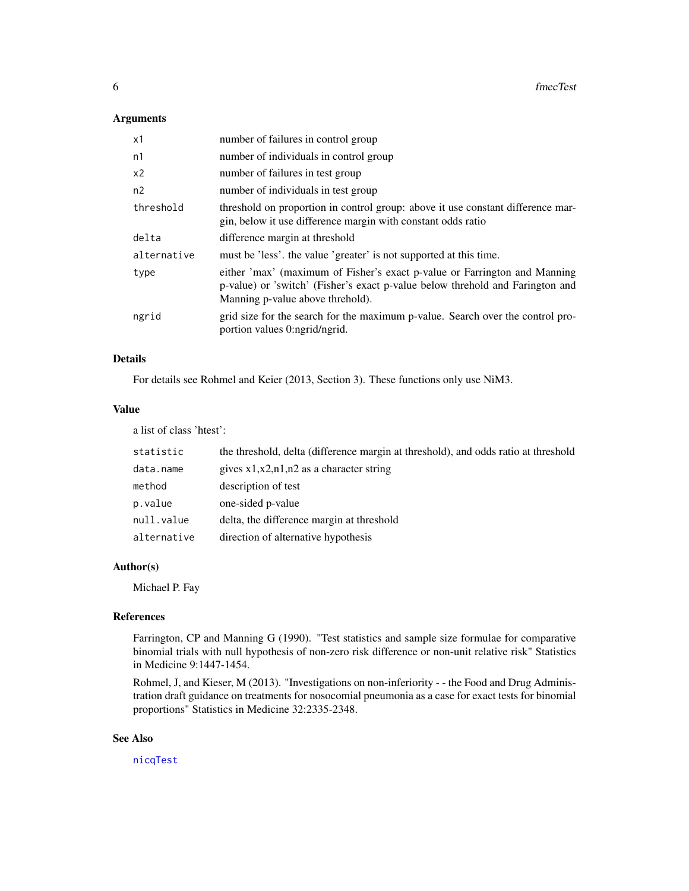### Arguments

| | |
|---|---|
| x1 | number of failures in control group |
| n1 | number of individuals in control group |
| x2 | number of failures in test group |
| n2 | number of individuals in test group |
| threshold | threshold on proportion in control group: above it use constant difference margin, below it use difference margin with constant odds ratio |
| delta | difference margin at threshold |
| alternative | must be 'less'. the value 'greater' is not supported at this time. |
| type | either 'max' (maximum of Fisher's exact p-value or Farrington and Manning p-value) or 'switch' (Fisher's exact p-value below threhold and Farington and Manning p-value above threhold). |
| ngrid | grid size for the search for the maximum p-value. Search over the control proportion values 0:ngrid/ngrid. |

### Details

For details see Rohmel and Keier (2013, Section 3). These functions only use NiM3.

### Value

a list of class 'htest':

| | |
|---|---|
| statistic | the threshold, delta (difference margin at threshold), and odds ratio at threshold |
| data.name | gives x1,x2,n1,n2 as a character string |
| method | description of test |
| p.value | one-sided p-value |
| null.value | delta, the difference margin at threshold |
| alternative | direction of alternative hypothesis |

### Author(s)

Michael P. Fay

### References

Farrington, CP and Manning G (1990). "Test statistics and sample size formulae for comparative binomial trials with null hypothesis of non-zero risk difference or non-unit relative risk" Statistics in Medicine 9:1447-1454.

Rohmel, J, and Kieser, M (2013). "Investigations on non-inferiority - - the Food and Drug Administration draft guidance on treatments for nosocomial pneumonia as a case for exact tests for binomial proportions" Statistics in Medicine 32:2335-2348.

### See Also

nicqTest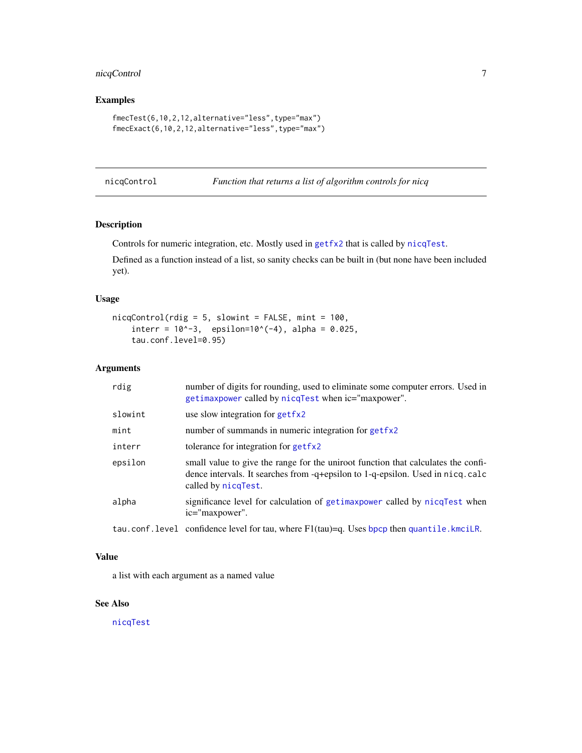## Examples

```
fmecTest(6,10,2,12,alternative="less",type="max")
fmecExact(6,10,2,12,alternative="less",type="max")
```

---

# nicqControl — *Function that returns a list of algorithm controls for nicq*

## Description

Controls for numeric integration, etc. Mostly used in `getfx2` that is called by `nicqTest`.

Defined as a function instead of a list, so sanity checks can be built in (but none have been included yet).

## Usage

```
nicqControl(rdig = 5, slowint = FALSE, mint = 100,
    interr = 10^-3,  epsilon=10^(-4), alpha = 0.025,
    tau.conf.level=0.95)
```

## Arguments

| | |
|---|---|
| `rdig` | number of digits for rounding, used to eliminate some computer errors. Used in `getimaxpower` called by `nicqTest` when ic="maxpower". |
| `slowint` | use slow integration for `getfx2` |
| `mint` | number of summands in numeric integration for `getfx2` |
| `interr` | tolerance for integration for `getfx2` |
| `epsilon` | small value to give the range for the uniroot function that calculates the confidence intervals. It searches from -q+epsilon to 1-q-epsilon. Used in `nicq.calc` called by `nicqTest`. |
| `alpha` | significance level for calculation of `getimaxpower` called by `nicqTest` when ic="maxpower". |
| `tau.conf.level` | confidence level for tau, where F1(tau)=q. Uses `bpcp` then `quantile.kmciLR`. |

## Value

a list with each argument as a named value

## See Also

`nicqTest`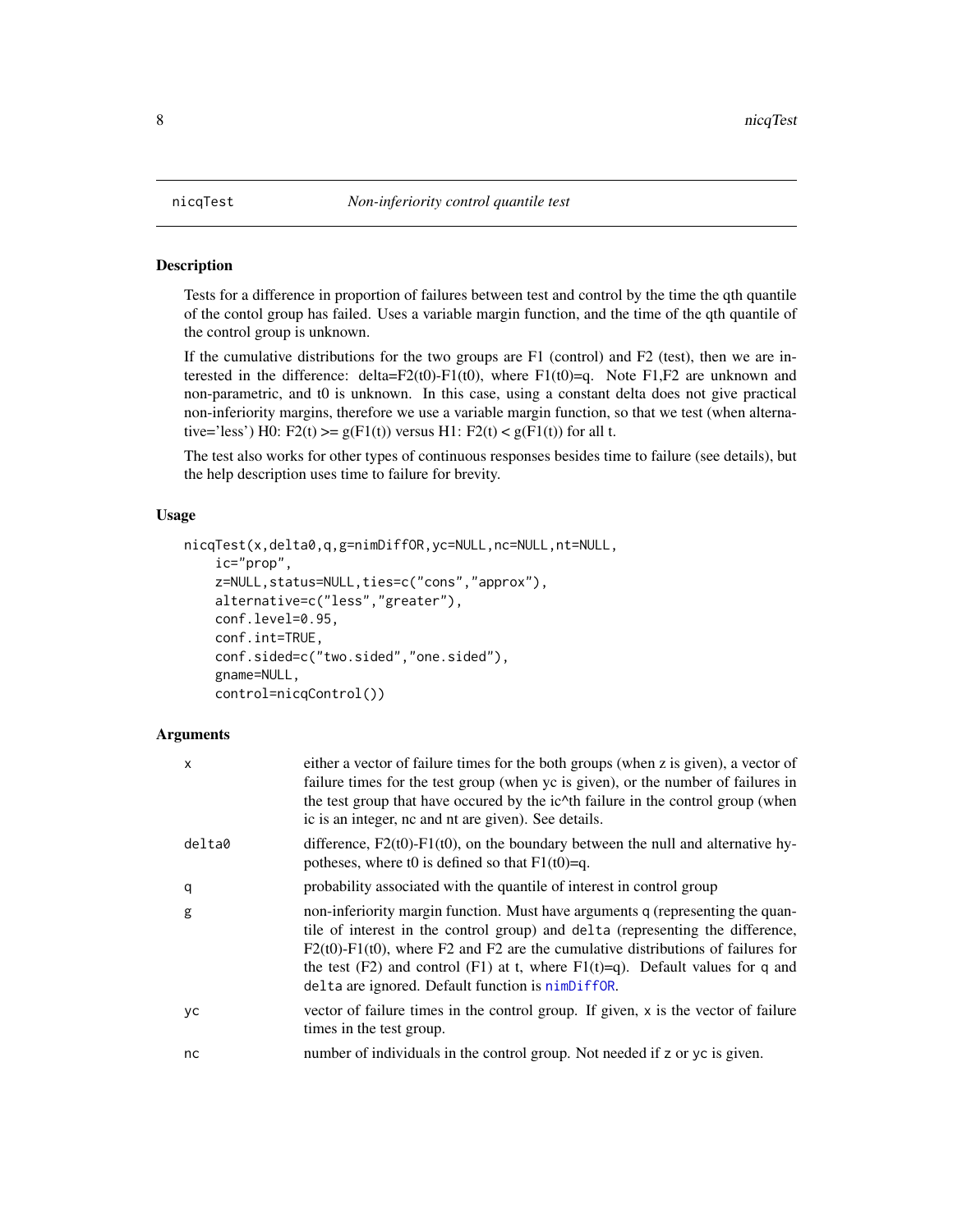## nicqTest — *Non-inferiority control quantile test*

### Description

Tests for a difference in proportion of failures between test and control by the time the qth quantile of the contol group has failed. Uses a variable margin function, and the time of the qth quantile of the control group is unknown.

If the cumulative distributions for the two groups are F1 (control) and F2 (test), then we are interested in the difference: delta=F2(t0)-F1(t0), where F1(t0)=q. Note F1,F2 are unknown and non-parametric, and t0 is unknown. In this case, using a constant delta does not give practical non-inferiority margins, therefore we use a variable margin function, so that we test (when alternative='less') H0: F2(t) >= g(F1(t)) versus H1: F2(t) < g(F1(t)) for all t.

The test also works for other types of continuous responses besides time to failure (see details), but the help description uses time to failure for brevity.

### Usage

```
nicqTest(x,delta0,q,g=nimDiffOR,yc=NULL,nc=NULL,nt=NULL,
    ic="prop",
    z=NULL,status=NULL,ties=c("cons","approx"),
    alternative=c("less","greater"),
    conf.level=0.95,
    conf.int=TRUE,
    conf.sided=c("two.sided","one.sided"),
    gname=NULL,
    control=nicqControl())
```

### Arguments

| | |
|---|---|
| `x` | either a vector of failure times for the both groups (when z is given), a vector of failure times for the test group (when yc is given), or the number of failures in the test group that have occured by the ic^th failure in the control group (when ic is an integer, nc and nt are given). See details. |
| `delta0` | difference, F2(t0)-F1(t0), on the boundary between the null and alternative hypotheses, where t0 is defined so that F1(t0)=q. |
| `q` | probability associated with the quantile of interest in control group |
| `g` | non-inferiority margin function. Must have arguments `q` (representing the quantile of interest in the control group) and `delta` (representing the difference, F2(t0)-F1(t0), where F2 and F2 are the cumulative distributions of failures for the test (F2) and control (F1) at t, where F1(t)=q). Default values for `q` and `delta` are ignored. Default function is `nimDiffOR`. |
| `yc` | vector of failure times in the control group. If given, `x` is the vector of failure times in the test group. |
| `nc` | number of individuals in the control group. Not needed if `z` or `yc` is given. |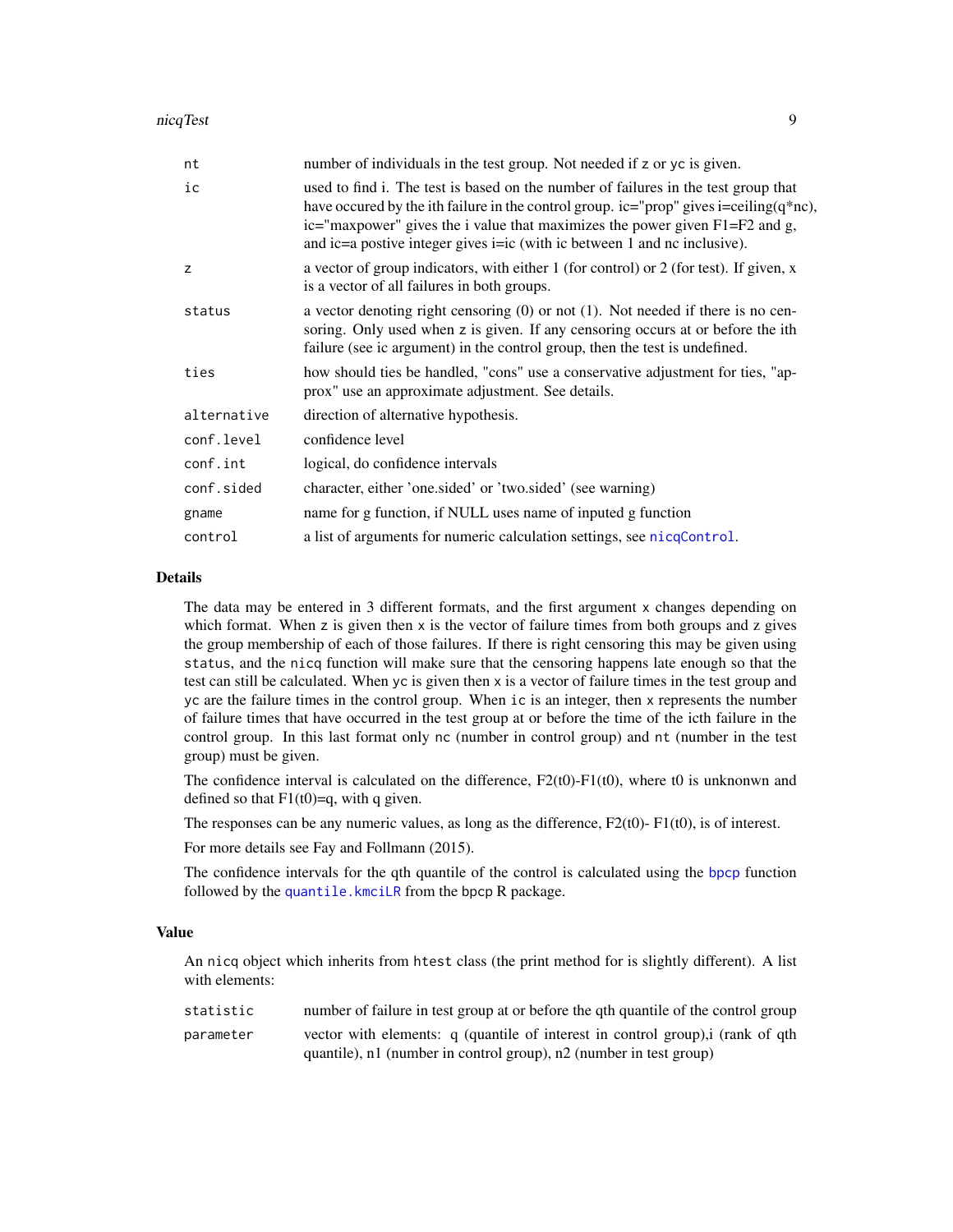| | |
|---|---|
| nt | number of individuals in the test group. Not needed if z or yc is given. |
| ic | used to find i. The test is based on the number of failures in the test group that have occured by the ith failure in the control group. ic="prop" gives i=ceiling(q*nc), ic="maxpower" gives the i value that maximizes the power given F1=F2 and g, and ic=a postive integer gives i=ic (with ic between 1 and nc inclusive). |
| z | a vector of group indicators, with either 1 (for control) or 2 (for test). If given, x is a vector of all failures in both groups. |
| status | a vector denoting right censoring (0) or not (1). Not needed if there is no censoring. Only used when z is given. If any censoring occurs at or before the ith failure (see ic argument) in the control group, then the test is undefined. |
| ties | how should ties be handled, "cons" use a conservative adjustment for ties, "approx" use an approximate adjustment. See details. |
| alternative | direction of alternative hypothesis. |
| conf.level | confidence level |
| conf.int | logical, do confidence intervals |
| conf.sided | character, either 'one.sided' or 'two.sided' (see warning) |
| gname | name for g function, if NULL uses name of inputed g function |
| control | a list of arguments for numeric calculation settings, see nicqControl. |

## Details

The data may be entered in 3 different formats, and the first argument x changes depending on which format. When z is given then x is the vector of failure times from both groups and z gives the group membership of each of those failures. If there is right censoring this may be given using status, and the nicq function will make sure that the censoring happens late enough so that the test can still be calculated. When yc is given then x is a vector of failure times in the test group and yc are the failure times in the control group. When ic is an integer, then x represents the number of failure times that have occurred in the test group at or before the time of the icth failure in the control group. In this last format only nc (number in control group) and nt (number in the test group) must be given.

The confidence interval is calculated on the difference, F2(t0)-F1(t0), where t0 is unknonwn and defined so that F1(t0)=q, with q given.

The responses can be any numeric values, as long as the difference, F2(t0)- F1(t0), is of interest.

For more details see Fay and Follmann (2015).

The confidence intervals for the qth quantile of the control is calculated using the bpcp function followed by the quantile.kmciLR from the bpcp R package.

## Value

An nicq object which inherits from htest class (the print method for is slightly different). A list with elements:

| | |
|---|---|
| statistic | number of failure in test group at or before the qth quantile of the control group |
| parameter | vector with elements: q (quantile of interest in control group),i (rank of qth quantile), n1 (number in control group), n2 (number in test group) |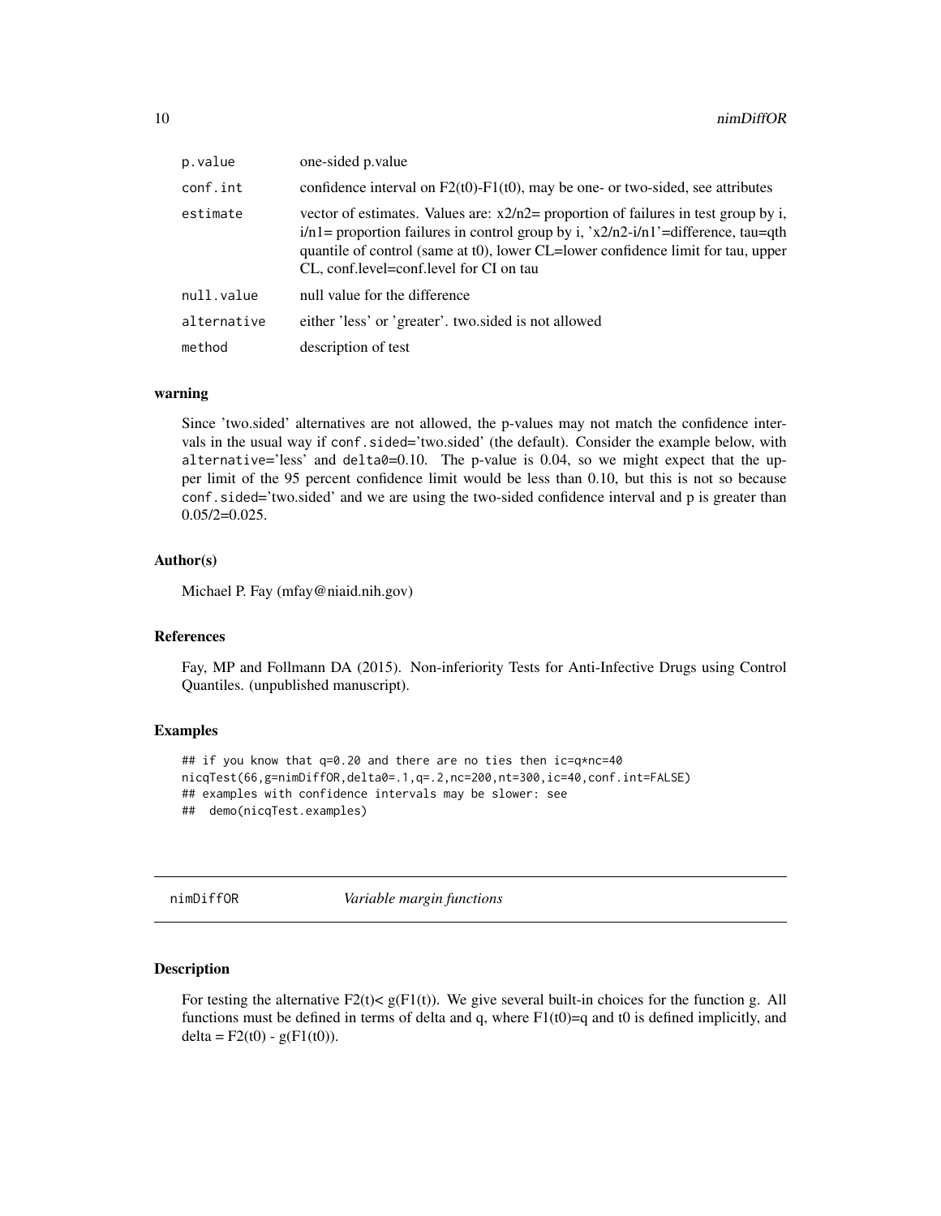| | |
|---|---|
| p.value | one-sided p.value |
| conf.int | confidence interval on F2(t0)-F1(t0), may be one- or two-sided, see attributes |
| estimate | vector of estimates. Values are: x2/n2= proportion of failures in test group by i, i/n1= proportion failures in control group by i, 'x2/n2-i/n1'=difference, tau=qth quantile of control (same at t0), lower CL=lower confidence limit for tau, upper CL, conf.level=conf.level for CI on tau |
| null.value | null value for the difference |
| alternative | either 'less' or 'greater'. two.sided is not allowed |
| method | description of test |

### warning

Since 'two.sided' alternatives are not allowed, the p-values may not match the confidence intervals in the usual way if `conf.sided`='two.sided' (the default). Consider the example below, with `alternative`='less' and `delta0`=0.10. The p-value is 0.04, so we might expect that the upper limit of the 95 percent confidence limit would be less than 0.10, but this is not so because `conf.sided`='two.sided' and we are using the two-sided confidence interval and p is greater than 0.05/2=0.025.

### Author(s)

Michael P. Fay (mfay@niaid.nih.gov)

### References

Fay, MP and Follmann DA (2015). Non-inferiority Tests for Anti-Infective Drugs using Control Quantiles. (unpublished manuscript).

### Examples

```
## if you know that q=0.20 and there are no ties then ic=q*nc=40
nicqTest(66,g=nimDiffOR,delta0=.1,q=.2,nc=200,nt=300,ic=40,conf.int=FALSE)
## examples with confidence intervals may be slower: see
##  demo(nicqTest.examples)
```

## nimDiffOR — *Variable margin functions*

### Description

For testing the alternative $F2(t) < g(F1(t))$. We give several built-in choices for the function g. All functions must be defined in terms of delta and q, where $F1(t0)=q$ and t0 is defined implicitly, and $delta = F2(t0) - g(F1(t0))$.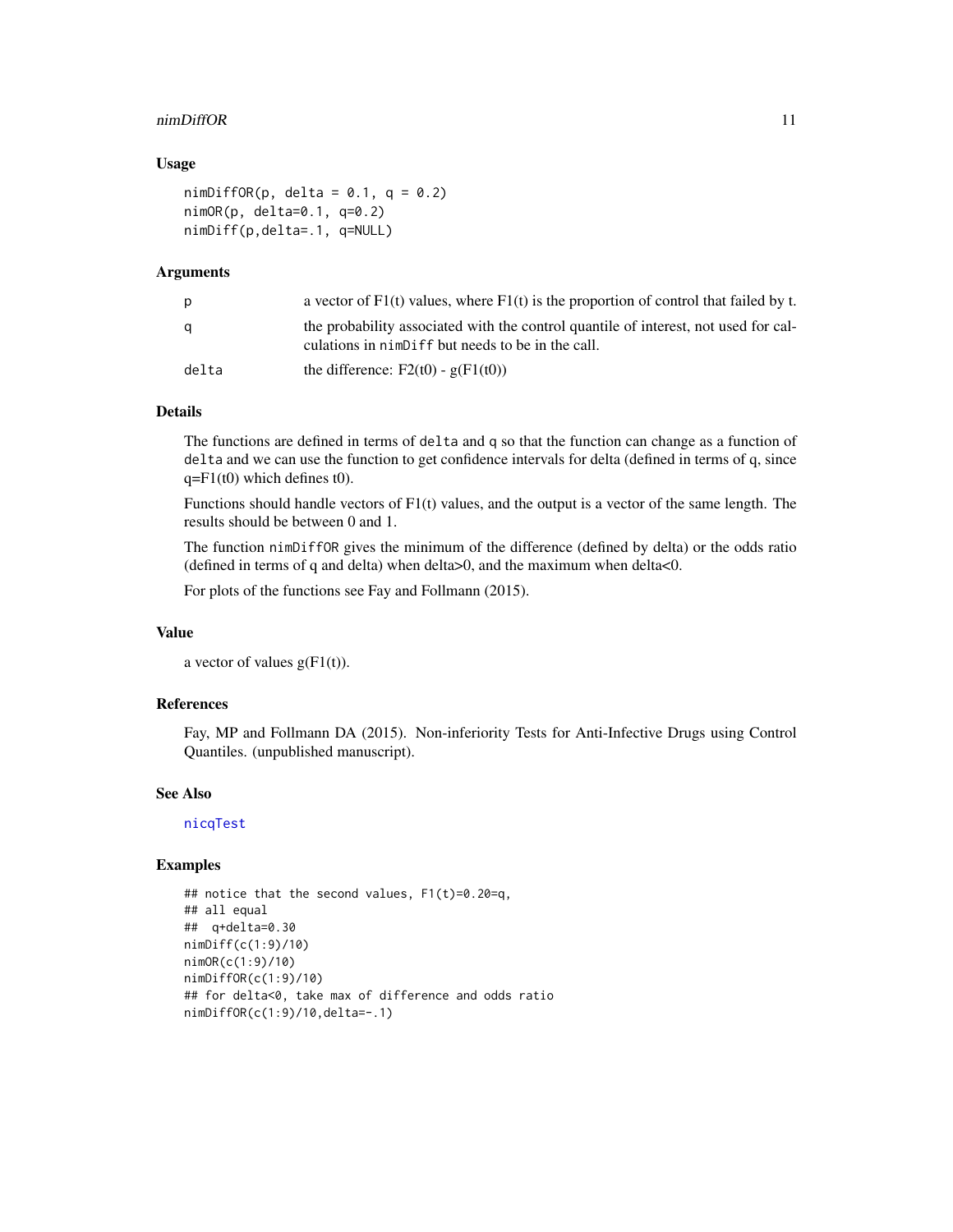### Usage

```
nimDiffOR(p, delta = 0.1, q = 0.2)
nimOR(p, delta=0.1, q=0.2)
nimDiff(p,delta=.1, q=NULL)
```

### Arguments

| | |
|---|---|
| p | a vector of F1(t) values, where F1(t) is the proportion of control that failed by t. |
| q | the probability associated with the control quantile of interest, not used for calculations in `nimDiff` but needs to be in the call. |
| delta | the difference: F2(t0) - g(F1(t0)) |

### Details

The functions are defined in terms of `delta` and `q` so that the function can change as a function of `delta` and we can use the function to get confidence intervals for delta (defined in terms of q, since q=F1(t0) which defines t0).

Functions should handle vectors of F1(t) values, and the output is a vector of the same length. The results should be between 0 and 1.

The function `nimDiffOR` gives the minimum of the difference (defined by delta) or the odds ratio (defined in terms of q and delta) when delta>0, and the maximum when delta<0.

For plots of the functions see Fay and Follmann (2015).

### Value

a vector of values g(F1(t)).

### References

Fay, MP and Follmann DA (2015). Non-inferiority Tests for Anti-Infective Drugs using Control Quantiles. (unpublished manuscript).

### See Also

nicqTest

### Examples

```
## notice that the second values, F1(t)=0.20=q,
## all equal
##  q+delta=0.30
nimDiff(c(1:9)/10)
nimOR(c(1:9)/10)
nimDiffOR(c(1:9)/10)
## for delta<0, take max of difference and odds ratio
nimDiffOR(c(1:9)/10,delta=-.1)
```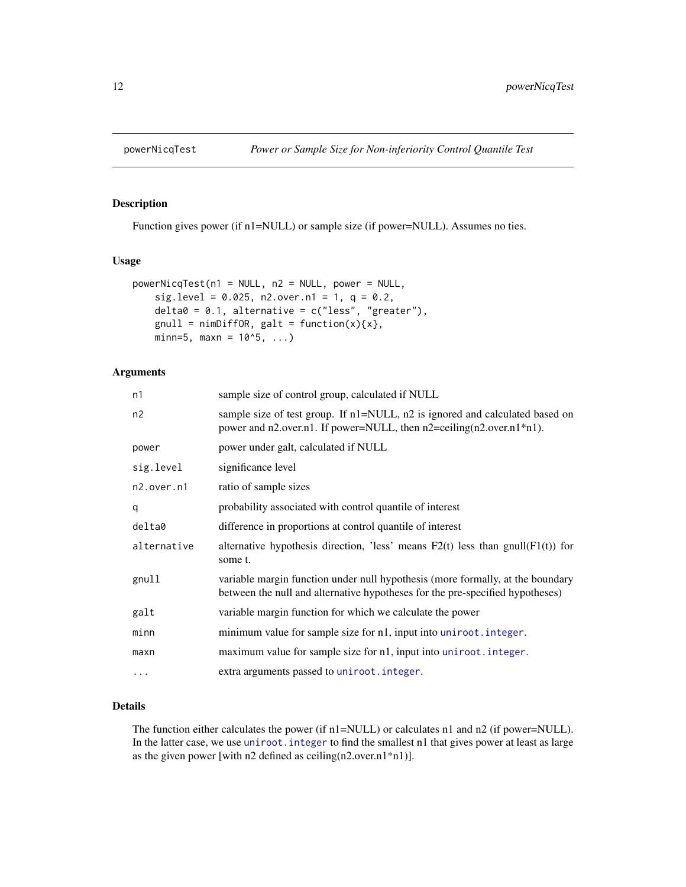powerNicqTest    *Power or Sample Size for Non-inferiority Control Quantile Test*

## Description

Function gives power (if n1=NULL) or sample size (if power=NULL). Assumes no ties.

## Usage

```
powerNicqTest(n1 = NULL, n2 = NULL, power = NULL,
    sig.level = 0.025, n2.over.n1 = 1, q = 0.2,
    delta0 = 0.1, alternative = c("less", "greater"),
    gnull = nimDiffOR, galt = function(x){x},
    minn=5, maxn = 10^5, ...)
```

## Arguments

| | |
|---|---|
| `n1` | sample size of control group, calculated if NULL |
| `n2` | sample size of test group. If n1=NULL, n2 is ignored and calculated based on power and n2.over.n1. If power=NULL, then n2=ceiling(n2.over.n1*n1). |
| `power` | power under galt, calculated if NULL |
| `sig.level` | significance level |
| `n2.over.n1` | ratio of sample sizes |
| `q` | probability associated with control quantile of interest |
| `delta0` | difference in proportions at control quantile of interest |
| `alternative` | alternative hypothesis direction, 'less' means F2(t) less than gnull(F1(t)) for some t. |
| `gnull` | variable margin function under null hypothesis (more formally, at the boundary between the null and alternative hypotheses for the pre-specified hypotheses) |
| `galt` | variable margin function for which we calculate the power |
| `minn` | minimum value for sample size for n1, input into `uniroot.integer`. |
| `maxn` | maximum value for sample size for n1, input into `uniroot.integer`. |
| `...` | extra arguments passed to `uniroot.integer`. |

## Details

The function either calculates the power (if n1=NULL) or calculates n1 and n2 (if power=NULL). In the latter case, we use `uniroot.integer` to find the smallest n1 that gives power at least as large as the given power [with n2 defined as ceiling(n2.over.n1*n1)].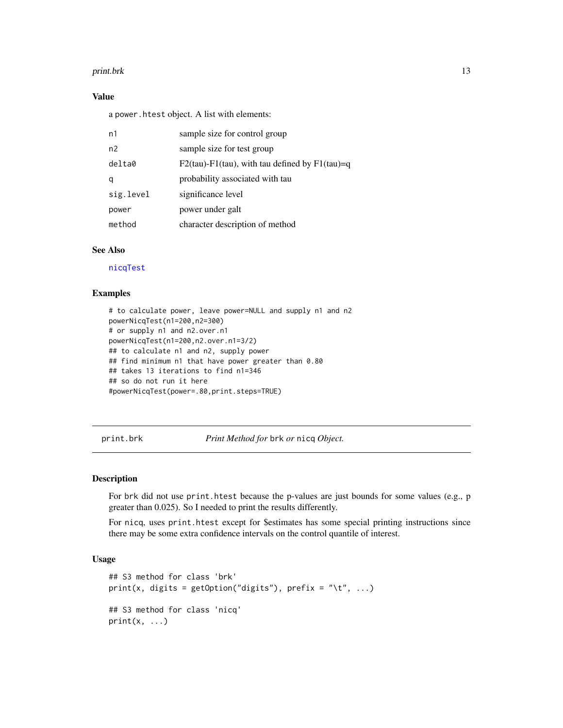### Value

a `power.htest` object. A list with elements:

| | |
|---|---|
| `n1` | sample size for control group |
| `n2` | sample size for test group |
| `delta0` | F2(tau)-F1(tau), with tau defined by F1(tau)=q |
| `q` | probability associated with tau |
| `sig.level` | significance level |
| `power` | power under galt |
| `method` | character description of method |

### See Also

`nicqTest`

### Examples

```
# to calculate power, leave power=NULL and supply n1 and n2
powerNicqTest(n1=200,n2=300)
# or supply n1 and n2.over.n1
powerNicqTest(n1=200,n2.over.n1=3/2)
## to calculate n1 and n2, supply power
## find minimum n1 that have power greater than 0.80
## takes 13 iterations to find n1=346
## so do not run it here
#powerNicqTest(power=.80,print.steps=TRUE)
```

---

## print.brk — *Print Method for* `brk` *or* `nicq` *Object.*

### Description

For `brk` did not use `print.htest` because the p-values are just bounds for some values (e.g., p greater than 0.025). So I needed to print the results differently.

For `nicq`, uses `print.htest` except for $estimates has some special printing instructions since there may be some extra confidence intervals on the control quantile of interest.

### Usage

```
## S3 method for class 'brk'
print(x, digits = getOption("digits"), prefix = "\t", ...)

## S3 method for class 'nicq'
print(x, ...)
```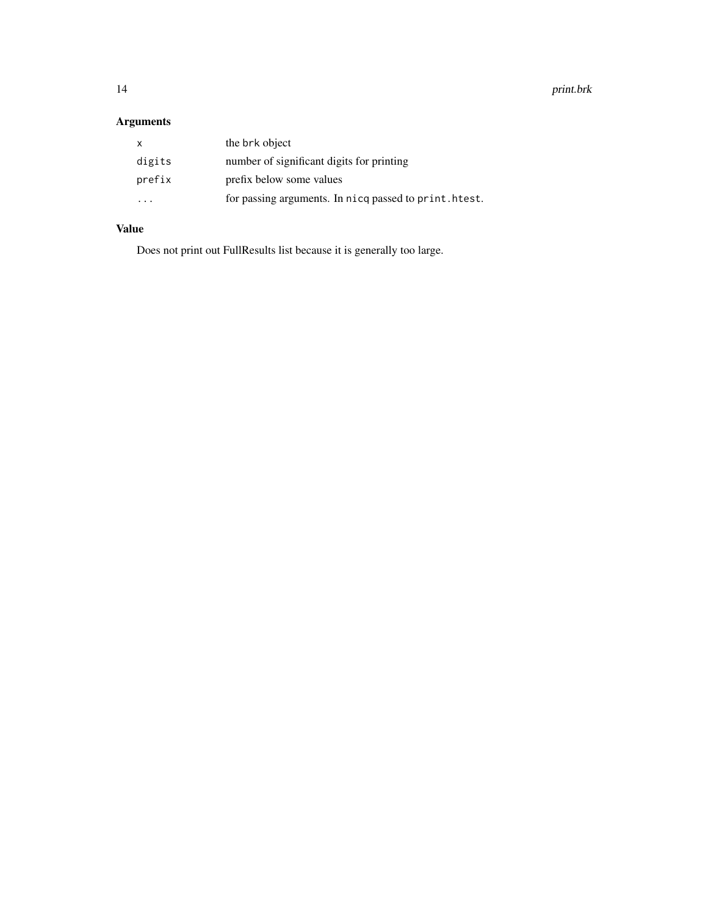## Arguments

| | |
|---|---|
| `x` | the `brk` object |
| `digits` | number of significant digits for printing |
| `prefix` | prefix below some values |
| `...` | for passing arguments. In `nicq` passed to `print.htest`. |

## Value

Does not print out FullResults list because it is generally too large.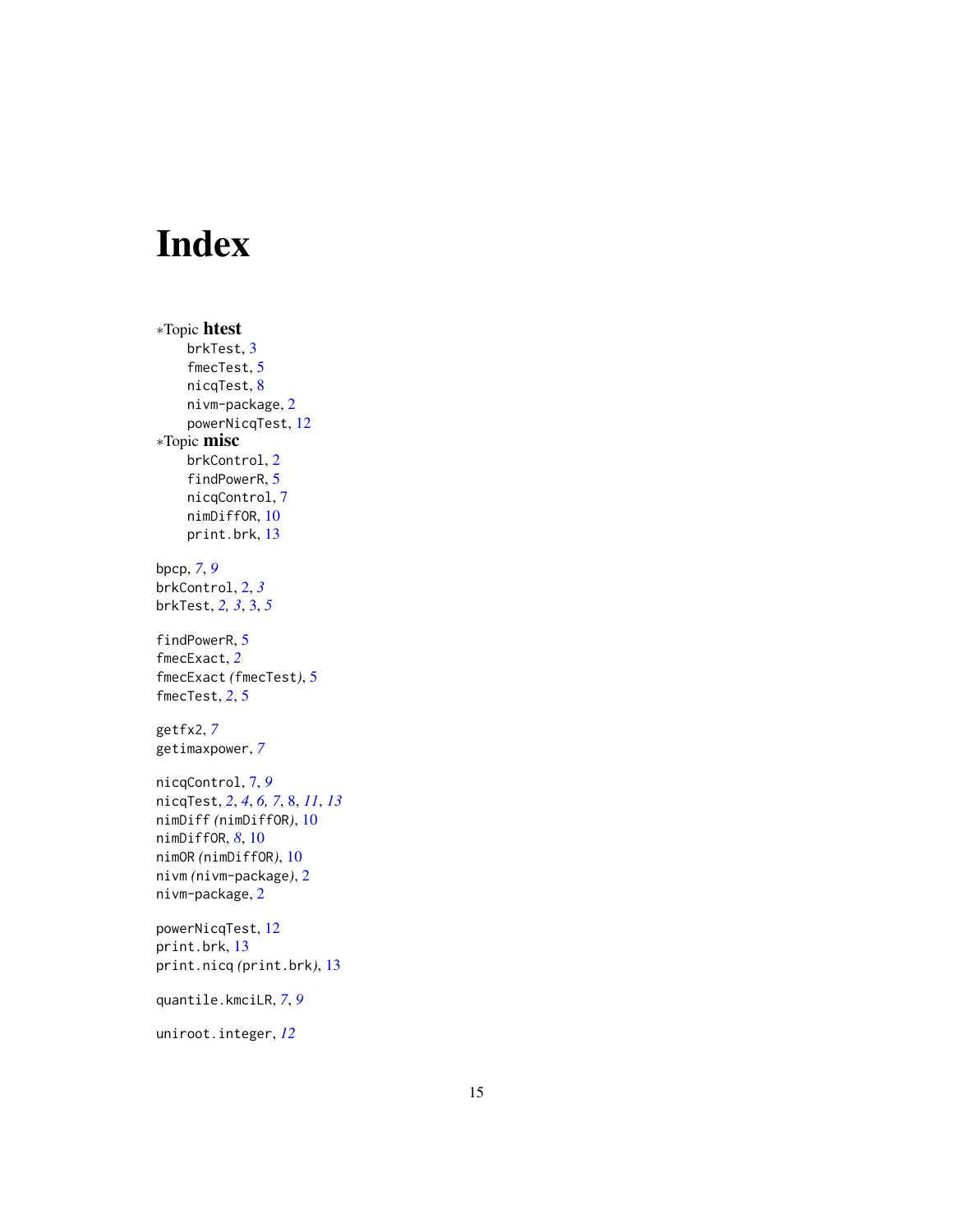# Index

∗Topic **htest**

brkTest, 3
fmecTest, 5
nicqTest, 8
nivm-package, 2
powerNicqTest, 12

∗Topic **misc**

brkControl, 2
findPowerR, 5
nicqControl, 7
nimDiffOR, 10
print.brk, 13

bpcp, *7*, *9*
brkControl, 2, *3*
brkTest, *2, 3*, 3, *5*

findPowerR, 5
fmecExact, *2*
fmecExact *(*fmecTest*)*, 5
fmecTest, *2*, 5

getfx2, *7*
getimaxpower, *7*

nicqControl, 7, *9*
nicqTest, *2*, *4*, *6, 7*, 8, *11*, *13*
nimDiff *(*nimDiffOR*)*, 10
nimDiffOR, *8*, 10
nimOR *(*nimDiffOR*)*, 10
nivm *(*nivm-package*)*, 2
nivm-package, 2

powerNicqTest, 12
print.brk, 13
print.nicq *(*print.brk*)*, 13

quantile.kmciLR, *7*, *9*

uniroot.integer, *12*